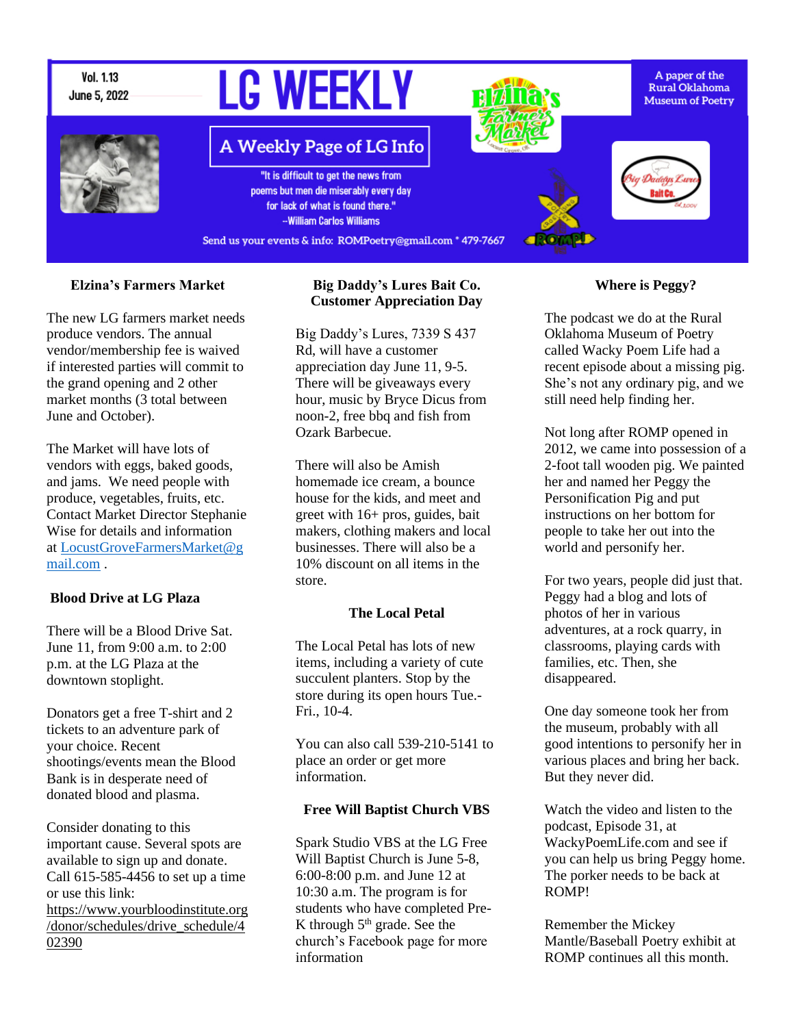Vol. 1.13
June 5, 2022

# LG WEEKLY

A paper of the Rural Oklahoma Museum of Poetry

## A Weekly Page of LG Info

"It is difficult to get the news from poems but men die miserably every day for lack of what is found there."
--William Carlos Williams

Send us your events & info: ROMPoetry@gmail.com * 479-7667

### Elzina's Farmers Market

The new LG farmers market needs produce vendors. The annual vendor/membership fee is waived if interested parties will commit to the grand opening and 2 other market months (3 total between June and October).

The Market will have lots of vendors with eggs, baked goods, and jams. We need people with produce, vegetables, fruits, etc. Contact Market Director Stephanie Wise for details and information at LocustGroveFarmersMarket@gmail.com .

### Blood Drive at LG Plaza

There will be a Blood Drive Sat. June 11, from 9:00 a.m. to 2:00 p.m. at the LG Plaza at the downtown stoplight.

Donators get a free T-shirt and 2 tickets to an adventure park of your choice. Recent shootings/events mean the Blood Bank is in desperate need of donated blood and plasma.

Consider donating to this important cause. Several spots are available to sign up and donate. Call 615-585-4456 to set up a time or use this link: https://www.yourbloodinstitute.org/donor/schedules/drive_schedule/402390

### Big Daddy's Lures Bait Co. Customer Appreciation Day

Big Daddy's Lures, 7339 S 437 Rd, will have a customer appreciation day June 11, 9-5. There will be giveaways every hour, music by Bryce Dicus from noon-2, free bbq and fish from Ozark Barbecue.

There will also be Amish homemade ice cream, a bounce house for the kids, and meet and greet with 16+ pros, guides, bait makers, clothing makers and local businesses. There will also be a 10% discount on all items in the store.

### The Local Petal

The Local Petal has lots of new items, including a variety of cute succulent planters. Stop by the store during its open hours Tue.-Fri., 10-4.

You can also call 539-210-5141 to place an order or get more information.

### Free Will Baptist Church VBS

Spark Studio VBS at the LG Free Will Baptist Church is June 5-8, 6:00-8:00 p.m. and June 12 at 10:30 a.m. The program is for students who have completed Pre-K through 5th grade. See the church's Facebook page for more information

### Where is Peggy?

The podcast we do at the Rural Oklahoma Museum of Poetry called Wacky Poem Life had a recent episode about a missing pig. She's not any ordinary pig, and we still need help finding her.

Not long after ROMP opened in 2012, we came into possession of a 2-foot tall wooden pig. We painted her and named her Peggy the Personification Pig and put instructions on her bottom for people to take her out into the world and personify her.

For two years, people did just that. Peggy had a blog and lots of photos of her in various adventures, at a rock quarry, in classrooms, playing cards with families, etc. Then, she disappeared.

One day someone took her from the museum, probably with all good intentions to personify her in various places and bring her back. But they never did.

Watch the video and listen to the podcast, Episode 31, at WackyPoemLife.com and see if you can help us bring Peggy home. The porker needs to be back at ROMP!

Remember the Mickey Mantle/Baseball Poetry exhibit at ROMP continues all this month.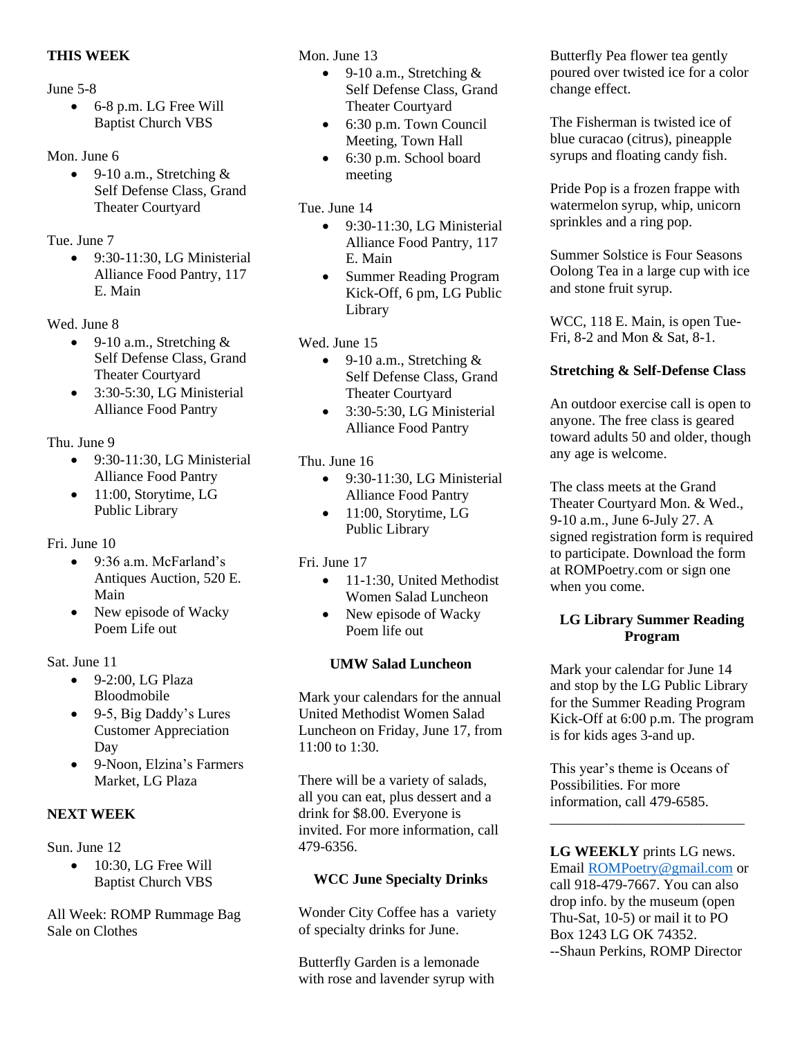**THIS WEEK**

June 5-8

- 6-8 p.m. LG Free Will Baptist Church VBS

Mon. June 6

- 9-10 a.m., Stretching & Self Defense Class, Grand Theater Courtyard

Tue. June 7

- 9:30-11:30, LG Ministerial Alliance Food Pantry, 117 E. Main

Wed. June 8

- 9-10 a.m., Stretching & Self Defense Class, Grand Theater Courtyard
- 3:30-5:30, LG Ministerial Alliance Food Pantry

Thu. June 9

- 9:30-11:30, LG Ministerial Alliance Food Pantry
- 11:00, Storytime, LG Public Library

Fri. June 10

- 9:36 a.m. McFarland's Antiques Auction, 520 E. Main
- New episode of Wacky Poem Life out

Sat. June 11

- 9-2:00, LG Plaza Bloodmobile
- 9-5, Big Daddy's Lures Customer Appreciation Day
- 9-Noon, Elzina's Farmers Market, LG Plaza

**NEXT WEEK**

Sun. June 12

- 10:30, LG Free Will Baptist Church VBS

All Week: ROMP Rummage Bag Sale on Clothes

Mon. June 13

- 9-10 a.m., Stretching & Self Defense Class, Grand Theater Courtyard
- 6:30 p.m. Town Council Meeting, Town Hall
- 6:30 p.m. School board meeting

Tue. June 14

- 9:30-11:30, LG Ministerial Alliance Food Pantry, 117 E. Main
- Summer Reading Program Kick-Off, 6 pm, LG Public Library

Wed. June 15

- 9-10 a.m., Stretching & Self Defense Class, Grand Theater Courtyard
- 3:30-5:30, LG Ministerial Alliance Food Pantry

Thu. June 16

- 9:30-11:30, LG Ministerial Alliance Food Pantry
- 11:00, Storytime, LG Public Library

Fri. June 17

- 11-1:30, United Methodist Women Salad Luncheon
- New episode of Wacky Poem life out

**UMW Salad Luncheon**

Mark your calendars for the annual United Methodist Women Salad Luncheon on Friday, June 17, from 11:00 to 1:30.

There will be a variety of salads, all you can eat, plus dessert and a drink for $8.00. Everyone is invited. For more information, call 479-6356.

**WCC June Specialty Drinks**

Wonder City Coffee has a variety of specialty drinks for June.

Butterfly Garden is a lemonade with rose and lavender syrup with Butterfly Pea flower tea gently poured over twisted ice for a color change effect.

The Fisherman is twisted ice of blue curacao (citrus), pineapple syrups and floating candy fish.

Pride Pop is a frozen frappe with watermelon syrup, whip, unicorn sprinkles and a ring pop.

Summer Solstice is Four Seasons Oolong Tea in a large cup with ice and stone fruit syrup.

WCC, 118 E. Main, is open Tue-Fri, 8-2 and Mon & Sat, 8-1.

**Stretching & Self-Defense Class**

An outdoor exercise call is open to anyone. The free class is geared toward adults 50 and older, though any age is welcome.

The class meets at the Grand Theater Courtyard Mon. & Wed., 9-10 a.m., June 6-July 27. A signed registration form is required to participate. Download the form at ROMPoetry.com or sign one when you come.

**LG Library Summer Reading Program**

Mark your calendar for June 14 and stop by the LG Public Library for the Summer Reading Program Kick-Off at 6:00 p.m. The program is for kids ages 3-and up.

This year's theme is Oceans of Possibilities. For more information, call 479-6585.

---

**LG WEEKLY** prints LG news. Email ROMPoetry@gmail.com or call 918-479-7667. You can also drop info. by the museum (open Thu-Sat, 10-5) or mail it to PO Box 1243 LG OK 74352.
--Shaun Perkins, ROMP Director